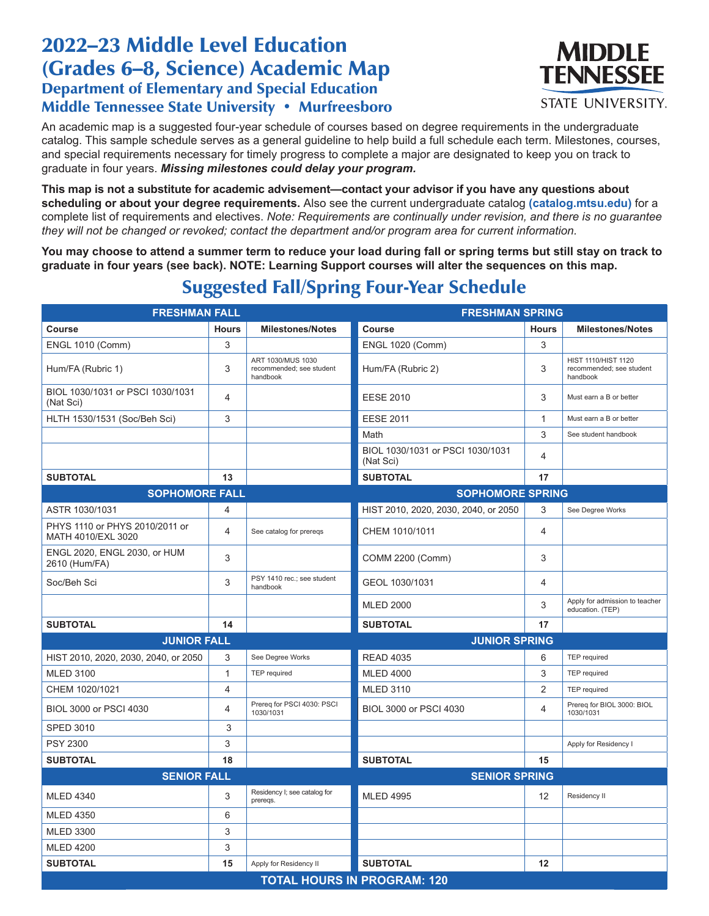# 2022–23 Middle Level Education (Grades 6–8, Science) Academic Map

## Department of Elementary and Special Education

## Middle Tennessee State University • Murfreesboro

An academic map is a suggested four-year schedule of courses based on degree requirements in the undergraduate catalog. This sample schedule serves as a general guideline to help build a full schedule each term. Milestones, courses, and special requirements necessary for timely progress to complete a major are designated to keep you on track to graduate in four years. ***Missing milestones could delay your program.***

**This map is not a substitute for academic advisement—contact your advisor if you have any questions about scheduling or about your degree requirements.** Also see the current undergraduate catalog **(catalog.mtsu.edu)** for a complete list of requirements and electives. *Note: Requirements are continually under revision, and there is no guarantee they will not be changed or revoked; contact the department and/or program area for current information.*

**You may choose to attend a summer term to reduce your load during fall or spring terms but still stay on track to graduate in four years (see back). NOTE: Learning Support courses will alter the sequences on this map.**

## Suggested Fall/Spring Four-Year Schedule

| FRESHMAN FALL | | | FRESHMAN SPRING | | |
|---|---|---|---|---|---|
| **Course** | **Hours** | **Milestones/Notes** | **Course** | **Hours** | **Milestones/Notes** |
| ENGL 1010 (Comm) | 3 | | ENGL 1020 (Comm) | 3 | |
| Hum/FA (Rubric 1) | 3 | ART 1030/MUS 1030 recommended; see student handbook | Hum/FA (Rubric 2) | 3 | HIST 1110/HIST 1120 recommended; see student handbook |
| BIOL 1030/1031 or PSCI 1030/1031 (Nat Sci) | 4 | | EESE 2010 | 3 | Must earn a B or better |
| HLTH 1530/1531 (Soc/Beh Sci) | 3 | | EESE 2011 | 1 | Must earn a B or better |
| | | | Math | 3 | See student handbook |
| | | | BIOL 1030/1031 or PSCI 1030/1031 (Nat Sci) | 4 | |
| **SUBTOTAL** | **13** | | **SUBTOTAL** | **17** | |
| **SOPHOMORE FALL** | | | **SOPHOMORE SPRING** | | |
| ASTR 1030/1031 | 4 | | HIST 2010, 2020, 2030, 2040, or 2050 | 3 | See Degree Works |
| PHYS 1110 or PHYS 2010/2011 or MATH 4010/EXL 3020 | 4 | See catalog for prereqs | CHEM 1010/1011 | 4 | |
| ENGL 2020, ENGL 2030, or HUM 2610 (Hum/FA) | 3 | | COMM 2200 (Comm) | 3 | |
| Soc/Beh Sci | 3 | PSY 1410 rec.; see student handbook | GEOL 1030/1031 | 4 | |
| | | | MLED 2000 | 3 | Apply for admission to teacher education. (TEP) |
| **SUBTOTAL** | **14** | | **SUBTOTAL** | **17** | |
| **JUNIOR FALL** | | | **JUNIOR SPRING** | | |
| HIST 2010, 2020, 2030, 2040, or 2050 | 3 | See Degree Works | READ 4035 | 6 | TEP required |
| MLED 3100 | 1 | TEP required | MLED 4000 | 3 | TEP required |
| CHEM 1020/1021 | 4 | | MLED 3110 | 2 | TEP required |
| BIOL 3000 or PSCI 4030 | 4 | Prereq for PSCI 4030: PSCI 1030/1031 | BIOL 3000 or PSCI 4030 | 4 | Prereq for BIOL 3000: BIOL 1030/1031 |
| SPED 3010 | 3 | | | | |
| PSY 2300 | 3 | | | | Apply for Residency I |
| **SUBTOTAL** | **18** | | **SUBTOTAL** | **15** | |
| **SENIOR FALL** | | | **SENIOR SPRING** | | |
| MLED 4340 | 3 | Residency I; see catalog for prereqs. | MLED 4995 | 12 | Residency II |
| MLED 4350 | 6 | | | | |
| MLED 3300 | 3 | | | | |
| MLED 4200 | 3 | | | | |
| **SUBTOTAL** | **15** | Apply for Residency II | **SUBTOTAL** | **12** | |

**TOTAL HOURS IN PROGRAM: 120**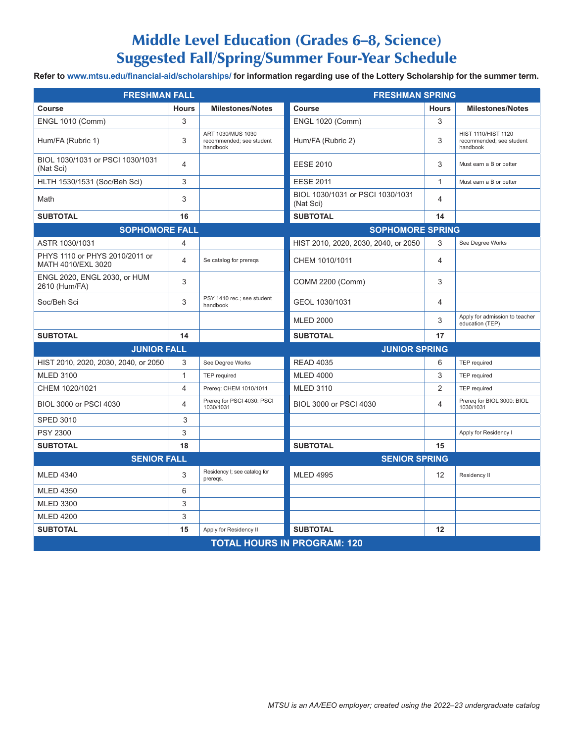# Middle Level Education (Grades 6–8, Science)
# Suggested Fall/Spring/Summer Four-Year Schedule

**Refer to www.mtsu.edu/financial-aid/scholarships/ for information regarding use of the Lottery Scholarship for the summer term.**

| FRESHMAN FALL | | | FRESHMAN SPRING | | |
|---|---|---|---|---|---|
| **Course** | **Hours** | **Milestones/Notes** | **Course** | **Hours** | **Milestones/Notes** |
| ENGL 1010 (Comm) | 3 | | ENGL 1020 (Comm) | 3 | |
| Hum/FA (Rubric 1) | 3 | ART 1030/MUS 1030 recommended; see student handbook | Hum/FA (Rubric 2) | 3 | HIST 1110/HIST 1120 recommended; see student handbook |
| BIOL 1030/1031 or PSCI 1030/1031 (Nat Sci) | 4 | | EESE 2010 | 3 | Must earn a B or better |
| HLTH 1530/1531 (Soc/Beh Sci) | 3 | | EESE 2011 | 1 | Must earn a B or better |
| Math | 3 | | BIOL 1030/1031 or PSCI 1030/1031 (Nat Sci) | 4 | |
| **SUBTOTAL** | **16** | | **SUBTOTAL** | **14** | |
| **SOPHOMORE FALL** | | | **SOPHOMORE SPRING** | | |
| ASTR 1030/1031 | 4 | | HIST 2010, 2020, 2030, 2040, or 2050 | 3 | See Degree Works |
| PHYS 1110 or PHYS 2010/2011 or MATH 4010/EXL 3020 | 4 | Se catalog for prereqs | CHEM 1010/1011 | 4 | |
| ENGL 2020, ENGL 2030, or HUM 2610 (Hum/FA) | 3 | | COMM 2200 (Comm) | 3 | |
| Soc/Beh Sci | 3 | PSY 1410 rec.; see student handbook | GEOL 1030/1031 | 4 | |
| | | | MLED 2000 | 3 | Apply for admission to teacher education (TEP) |
| **SUBTOTAL** | **14** | | **SUBTOTAL** | **17** | |
| **JUNIOR FALL** | | | **JUNIOR SPRING** | | |
| HIST 2010, 2020, 2030, 2040, or 2050 | 3 | See Degree Works | READ 4035 | 6 | TEP required |
| MLED 3100 | 1 | TEP required | MLED 4000 | 3 | TEP required |
| CHEM 1020/1021 | 4 | Prereq: CHEM 1010/1011 | MLED 3110 | 2 | TEP required |
| BIOL 3000 or PSCI 4030 | 4 | Prereq for PSCI 4030: PSCI 1030/1031 | BIOL 3000 or PSCI 4030 | 4 | Prereq for BIOL 3000: BIOL 1030/1031 |
| SPED 3010 | 3 | | | | |
| PSY 2300 | 3 | | | | Apply for Residency I |
| **SUBTOTAL** | **18** | | **SUBTOTAL** | **15** | |
| **SENIOR FALL** | | | **SENIOR SPRING** | | |
| MLED 4340 | 3 | Residency I; see catalog for prereqs. | MLED 4995 | 12 | Residency II |
| MLED 4350 | 6 | | | | |
| MLED 3300 | 3 | | | | |
| MLED 4200 | 3 | | | | |
| **SUBTOTAL** | **15** | Apply for Residency II | **SUBTOTAL** | **12** | |
| **TOTAL HOURS IN PROGRAM: 120** | | | | | |

*MTSU is an AA/EEO employer; created using the 2022–23 undergraduate catalog*